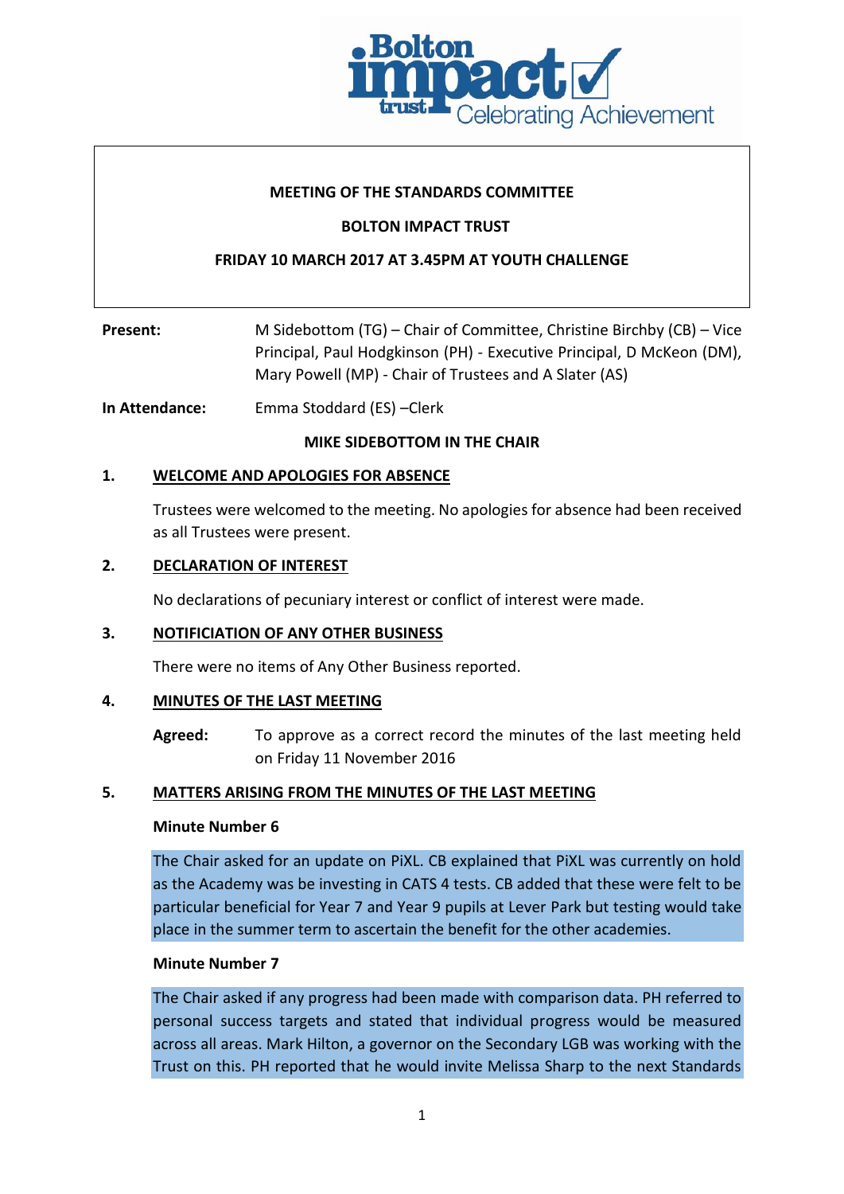**MEETING OF THE STANDARDS COMMITTEE**

**BOLTON IMPACT TRUST**

**FRIDAY 10 MARCH 2017 AT 3.45PM AT YOUTH CHALLENGE**

**Present:** M Sidebottom (TG) – Chair of Committee, Christine Birchby (CB) – Vice Principal, Paul Hodgkinson (PH) - Executive Principal, D McKeon (DM), Mary Powell (MP) - Chair of Trustees and A Slater (AS)

**In Attendance:** Emma Stoddard (ES) –Clerk

**MIKE SIDEBOTTOM IN THE CHAIR**

## 1. WELCOME AND APOLOGIES FOR ABSENCE

Trustees were welcomed to the meeting. No apologies for absence had been received as all Trustees were present.

## 2. DECLARATION OF INTEREST

No declarations of pecuniary interest or conflict of interest were made.

## 3. NOTIFICIATION OF ANY OTHER BUSINESS

There were no items of Any Other Business reported.

## 4. MINUTES OF THE LAST MEETING

**Agreed:** To approve as a correct record the minutes of the last meeting held on Friday 11 November 2016

## 5. MATTERS ARISING FROM THE MINUTES OF THE LAST MEETING

**Minute Number 6**

The Chair asked for an update on PiXL. CB explained that PiXL was currently on hold as the Academy was be investing in CATS 4 tests. CB added that these were felt to be particular beneficial for Year 7 and Year 9 pupils at Lever Park but testing would take place in the summer term to ascertain the benefit for the other academies.

**Minute Number 7**

The Chair asked if any progress had been made with comparison data. PH referred to personal success targets and stated that individual progress would be measured across all areas. Mark Hilton, a governor on the Secondary LGB was working with the Trust on this. PH reported that he would invite Melissa Sharp to the next Standards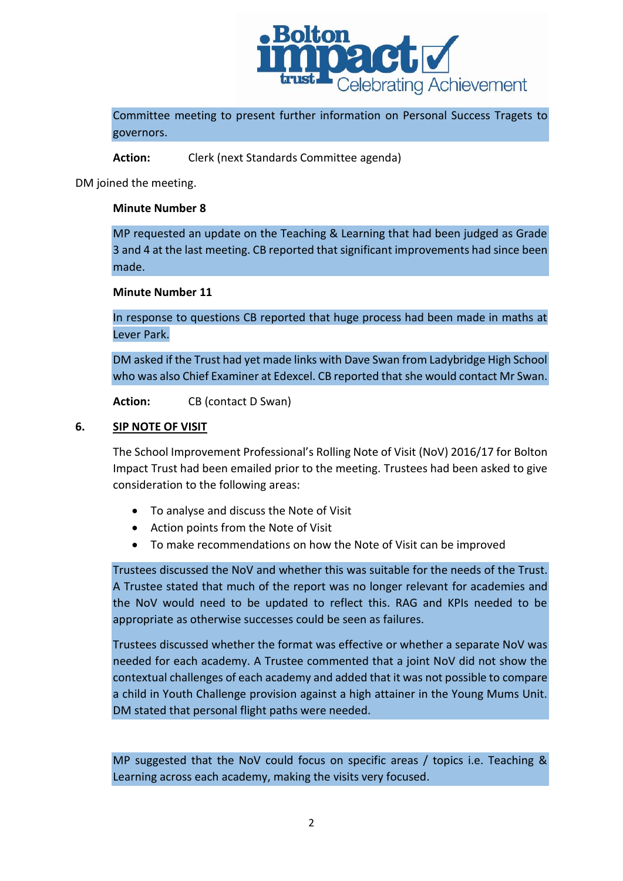Committee meeting to present further information on Personal Success Tragets to governors.

**Action:** Clerk (next Standards Committee agenda)

DM joined the meeting.

**Minute Number 8**

MP requested an update on the Teaching & Learning that had been judged as Grade 3 and 4 at the last meeting. CB reported that significant improvements had since been made.

**Minute Number 11**

In response to questions CB reported that huge process had been made in maths at Lever Park.

DM asked if the Trust had yet made links with Dave Swan from Ladybridge High School who was also Chief Examiner at Edexcel. CB reported that she would contact Mr Swan.

**Action:** CB (contact D Swan)

## 6. SIP NOTE OF VISIT

The School Improvement Professional's Rolling Note of Visit (NoV) 2016/17 for Bolton Impact Trust had been emailed prior to the meeting. Trustees had been asked to give consideration to the following areas:

- To analyse and discuss the Note of Visit
- Action points from the Note of Visit
- To make recommendations on how the Note of Visit can be improved

Trustees discussed the NoV and whether this was suitable for the needs of the Trust. A Trustee stated that much of the report was no longer relevant for academies and the NoV would need to be updated to reflect this. RAG and KPIs needed to be appropriate as otherwise successes could be seen as failures.

Trustees discussed whether the format was effective or whether a separate NoV was needed for each academy. A Trustee commented that a joint NoV did not show the contextual challenges of each academy and added that it was not possible to compare a child in Youth Challenge provision against a high attainer in the Young Mums Unit. DM stated that personal flight paths were needed.

MP suggested that the NoV could focus on specific areas / topics i.e. Teaching & Learning across each academy, making the visits very focused.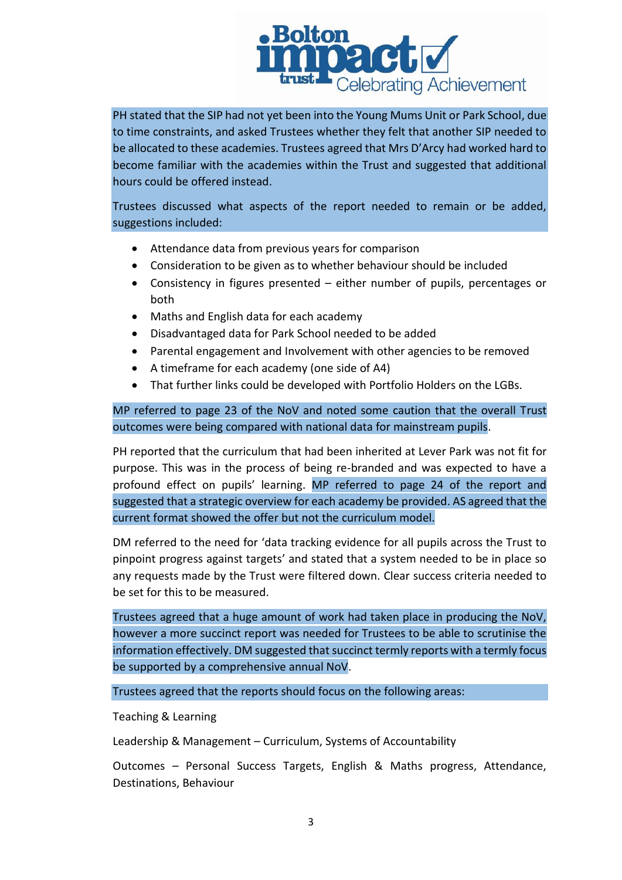PH stated that the SIP had not yet been into the Young Mums Unit or Park School, due to time constraints, and asked Trustees whether they felt that another SIP needed to be allocated to these academies. Trustees agreed that Mrs D'Arcy had worked hard to become familiar with the academies within the Trust and suggested that additional hours could be offered instead.

Trustees discussed what aspects of the report needed to remain or be added, suggestions included:

- Attendance data from previous years for comparison
- Consideration to be given as to whether behaviour should be included
- Consistency in figures presented – either number of pupils, percentages or both
- Maths and English data for each academy
- Disadvantaged data for Park School needed to be added
- Parental engagement and Involvement with other agencies to be removed
- A timeframe for each academy (one side of A4)
- That further links could be developed with Portfolio Holders on the LGBs.

MP referred to page 23 of the NoV and noted some caution that the overall Trust outcomes were being compared with national data for mainstream pupils.

PH reported that the curriculum that had been inherited at Lever Park was not fit for purpose. This was in the process of being re-branded and was expected to have a profound effect on pupils' learning. MP referred to page 24 of the report and suggested that a strategic overview for each academy be provided. AS agreed that the current format showed the offer but not the curriculum model.

DM referred to the need for 'data tracking evidence for all pupils across the Trust to pinpoint progress against targets' and stated that a system needed to be in place so any requests made by the Trust were filtered down. Clear success criteria needed to be set for this to be measured.

Trustees agreed that a huge amount of work had taken place in producing the NoV, however a more succinct report was needed for Trustees to be able to scrutinise the information effectively. DM suggested that succinct termly reports with a termly focus be supported by a comprehensive annual NoV.

Trustees agreed that the reports should focus on the following areas:

Teaching & Learning

Leadership & Management – Curriculum, Systems of Accountability

Outcomes – Personal Success Targets, English & Maths progress, Attendance, Destinations, Behaviour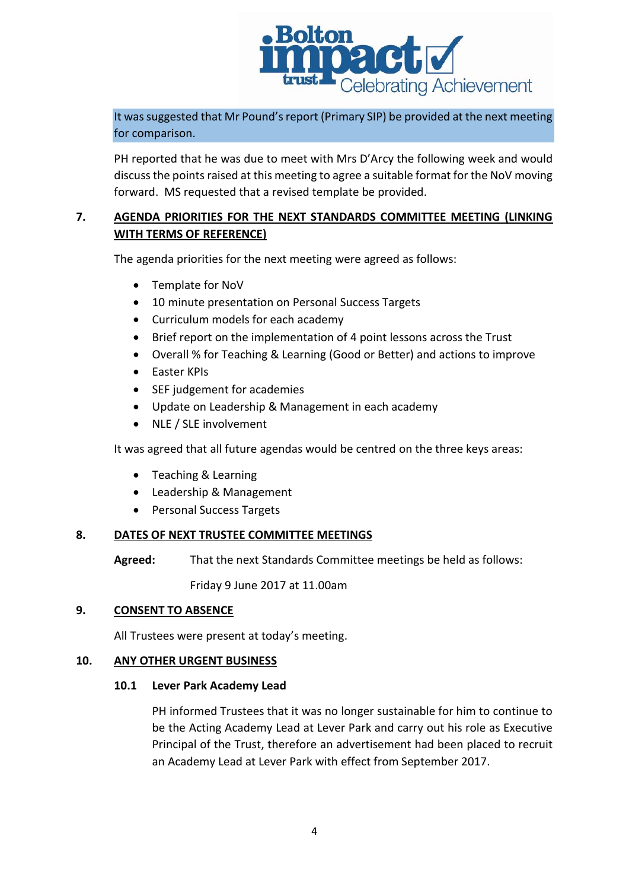It was suggested that Mr Pound's report (Primary SIP) be provided at the next meeting for comparison.

PH reported that he was due to meet with Mrs D'Arcy the following week and would discuss the points raised at this meeting to agree a suitable format for the NoV moving forward. MS requested that a revised template be provided.

## 7. AGENDA PRIORITIES FOR THE NEXT STANDARDS COMMITTEE MEETING (LINKING WITH TERMS OF REFERENCE)

The agenda priorities for the next meeting were agreed as follows:

- Template for NoV
- 10 minute presentation on Personal Success Targets
- Curriculum models for each academy
- Brief report on the implementation of 4 point lessons across the Trust
- Overall % for Teaching & Learning (Good or Better) and actions to improve
- Easter KPIs
- SEF judgement for academies
- Update on Leadership & Management in each academy
- NLE / SLE involvement

It was agreed that all future agendas would be centred on the three keys areas:

- Teaching & Learning
- Leadership & Management
- Personal Success Targets

## 8. DATES OF NEXT TRUSTEE COMMITTEE MEETINGS

**Agreed:** That the next Standards Committee meetings be held as follows:

Friday 9 June 2017 at 11.00am

## 9. CONSENT TO ABSENCE

All Trustees were present at today's meeting.

## 10. ANY OTHER URGENT BUSINESS

### 10.1 Lever Park Academy Lead

PH informed Trustees that it was no longer sustainable for him to continue to be the Acting Academy Lead at Lever Park and carry out his role as Executive Principal of the Trust, therefore an advertisement had been placed to recruit an Academy Lead at Lever Park with effect from September 2017.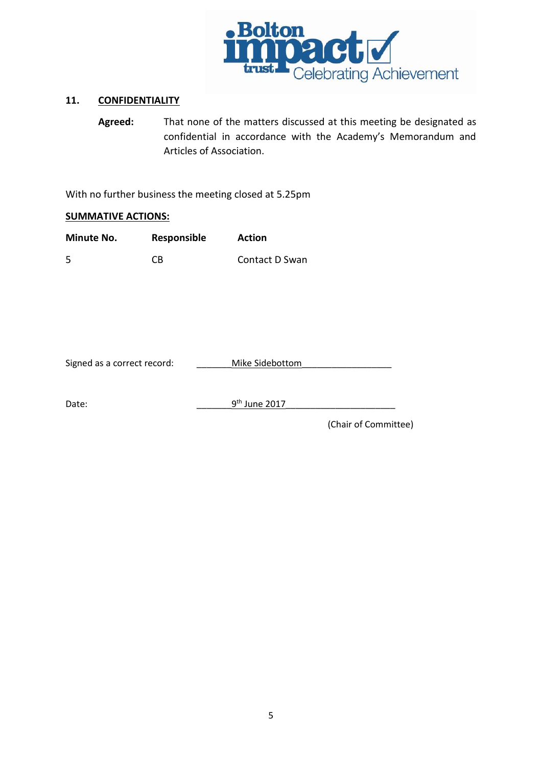## 11. CONFIDENTIALITY

**Agreed:** That none of the matters discussed at this meeting be designated as confidential in accordance with the Academy's Memorandum and Articles of Association.

With no further business the meeting closed at 5.25pm

**SUMMATIVE ACTIONS:**

| Minute No. | Responsible | Action |
|---|---|---|
| 5 | CB | Contact D Swan |

Signed as a correct record: Mike Sidebottom

Date: 9th June 2017

(Chair of Committee)